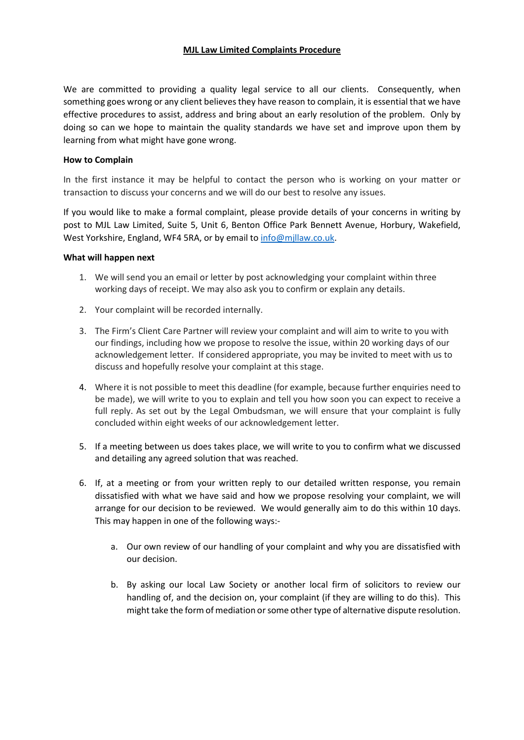# MJL Law Limited Complaints Procedure

We are committed to providing a quality legal service to all our clients. Consequently, when something goes wrong or any client believes they have reason to complain, it is essential that we have effective procedures to assist, address and bring about an early resolution of the problem. Only by doing so can we hope to maintain the quality standards we have set and improve upon them by learning from what might have gone wrong.

**How to Complain**

In the first instance it may be helpful to contact the person who is working on your matter or transaction to discuss your concerns and we will do our best to resolve any issues.

If you would like to make a formal complaint, please provide details of your concerns in writing by post to MJL Law Limited, Suite 5, Unit 6, Benton Office Park Bennett Avenue, Horbury, Wakefield, West Yorkshire, England, WF4 5RA, or by email to info@mjllaw.co.uk.

**What will happen next**

1. We will send you an email or letter by post acknowledging your complaint within three working days of receipt. We may also ask you to confirm or explain any details.
2. Your complaint will be recorded internally.
3. The Firm's Client Care Partner will review your complaint and will aim to write to you with our findings, including how we propose to resolve the issue, within 20 working days of our acknowledgement letter. If considered appropriate, you may be invited to meet with us to discuss and hopefully resolve your complaint at this stage.
4. Where it is not possible to meet this deadline (for example, because further enquiries need to be made), we will write to you to explain and tell you how soon you can expect to receive a full reply. As set out by the Legal Ombudsman, we will ensure that your complaint is fully concluded within eight weeks of our acknowledgement letter.
5. If a meeting between us does takes place, we will write to you to confirm what we discussed and detailing any agreed solution that was reached.
6. If, at a meeting or from your written reply to our detailed written response, you remain dissatisfied with what we have said and how we propose resolving your complaint, we will arrange for our decision to be reviewed. We would generally aim to do this within 10 days. This may happen in one of the following ways:-
   a. Our own review of our handling of your complaint and why you are dissatisfied with our decision.
   b. By asking our local Law Society or another local firm of solicitors to review our handling of, and the decision on, your complaint (if they are willing to do this). This might take the form of mediation or some other type of alternative dispute resolution.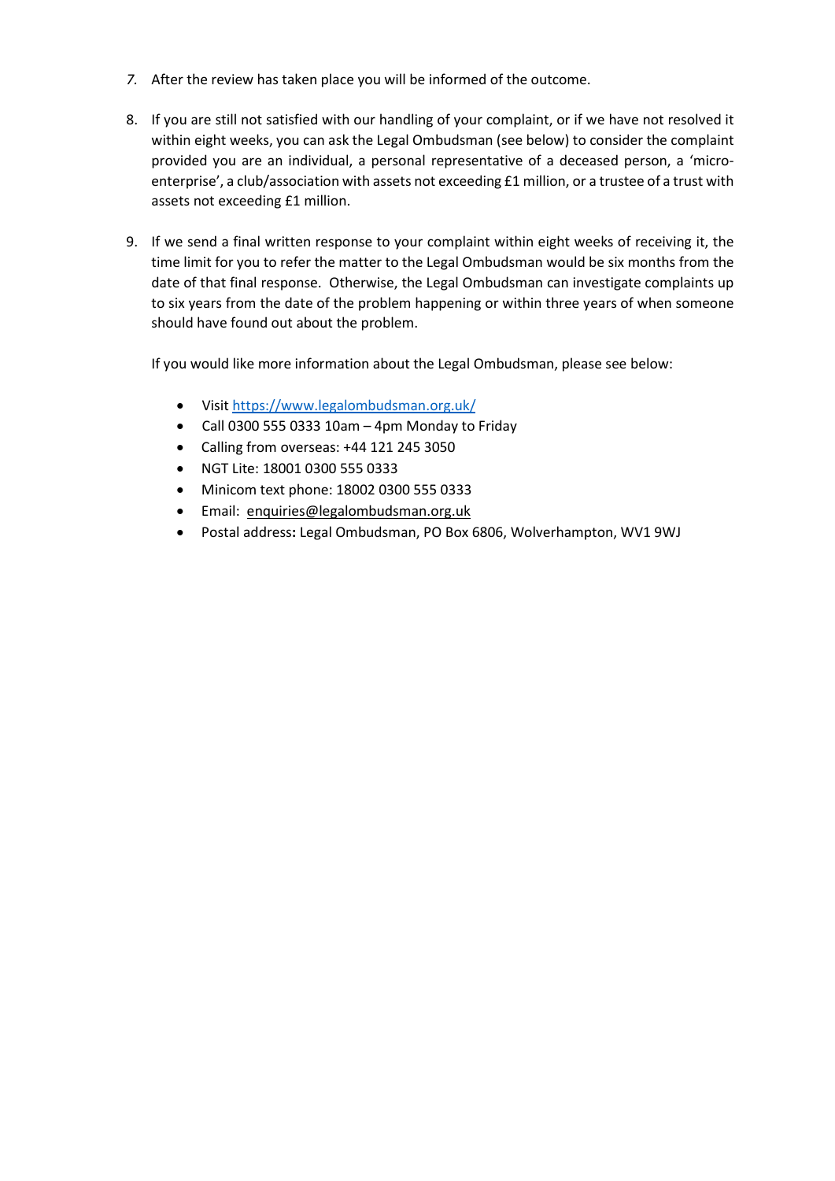7. After the review has taken place you will be informed of the outcome.

8. If you are still not satisfied with our handling of your complaint, or if we have not resolved it within eight weeks, you can ask the Legal Ombudsman (see below) to consider the complaint provided you are an individual, a personal representative of a deceased person, a 'micro-enterprise', a club/association with assets not exceeding £1 million, or a trustee of a trust with assets not exceeding £1 million.

9. If we send a final written response to your complaint within eight weeks of receiving it, the time limit for you to refer the matter to the Legal Ombudsman would be six months from the date of that final response. Otherwise, the Legal Ombudsman can investigate complaints up to six years from the date of the problem happening or within three years of when someone should have found out about the problem.

   If you would like more information about the Legal Ombudsman, please see below:

   - Visit https://www.legalombudsman.org.uk/
   - Call 0300 555 0333 10am – 4pm Monday to Friday
   - Calling from overseas: +44 121 245 3050
   - NGT Lite: 18001 0300 555 0333
   - Minicom text phone: 18002 0300 555 0333
   - Email: enquiries@legalombudsman.org.uk
   - Postal address: Legal Ombudsman, PO Box 6806, Wolverhampton, WV1 9WJ